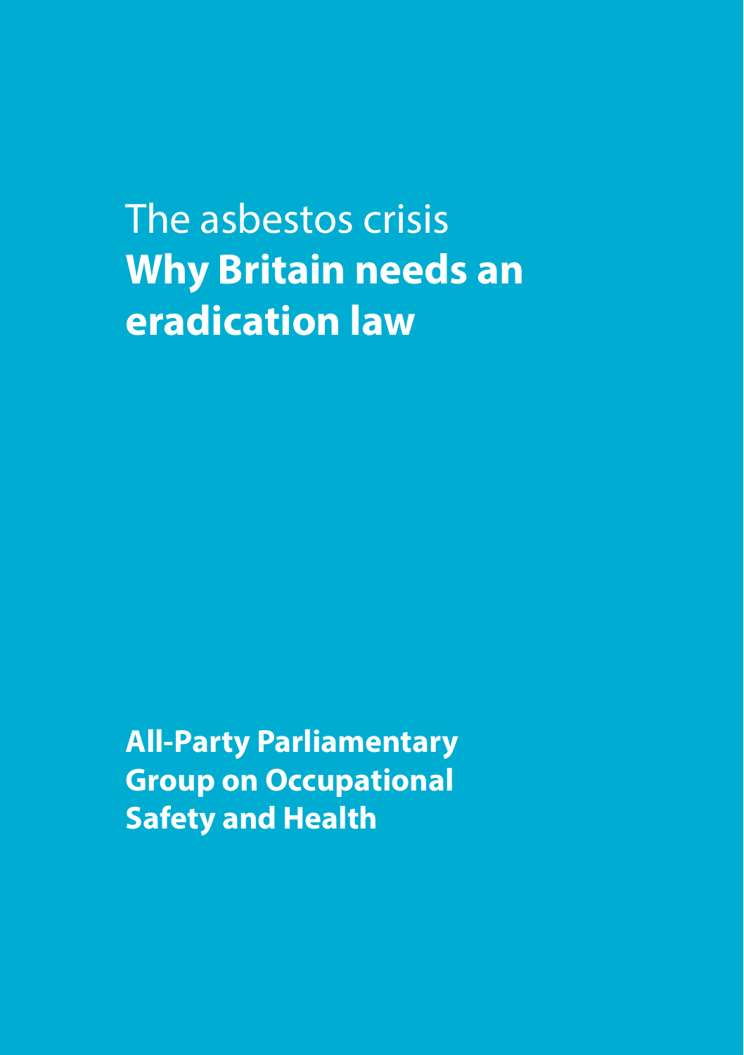# The asbestos crisis
# **Why Britain needs an eradication law**

**All-Party Parliamentary Group on Occupational Safety and Health**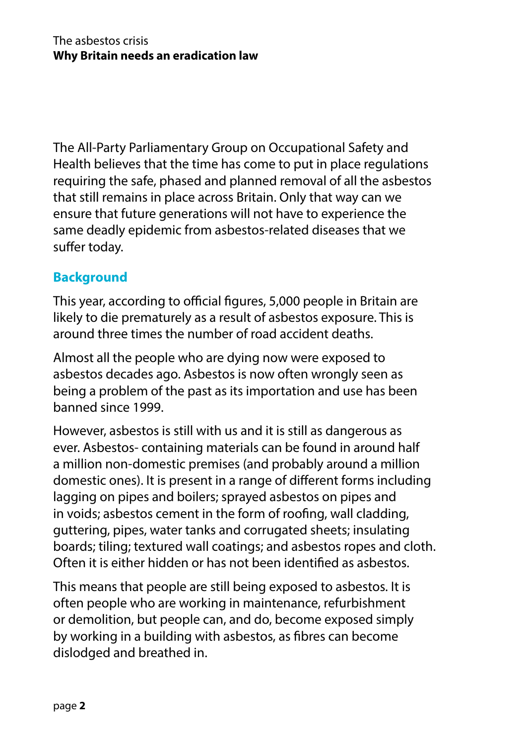The All-Party Parliamentary Group on Occupational Safety and Health believes that the time has come to put in place regulations requiring the safe, phased and planned removal of all the asbestos that still remains in place across Britain. Only that way can we ensure that future generations will not have to experience the same deadly epidemic from asbestos-related diseases that we suffer today.

## Background

This year, according to official figures, 5,000 people in Britain are likely to die prematurely as a result of asbestos exposure. This is around three times the number of road accident deaths.

Almost all the people who are dying now were exposed to asbestos decades ago. Asbestos is now often wrongly seen as being a problem of the past as its importation and use has been banned since 1999.

However, asbestos is still with us and it is still as dangerous as ever. Asbestos- containing materials can be found in around half a million non-domestic premises (and probably around a million domestic ones). It is present in a range of different forms including lagging on pipes and boilers; sprayed asbestos on pipes and in voids; asbestos cement in the form of roofing, wall cladding, guttering, pipes, water tanks and corrugated sheets; insulating boards; tiling; textured wall coatings; and asbestos ropes and cloth. Often it is either hidden or has not been identified as asbestos.

This means that people are still being exposed to asbestos. It is often people who are working in maintenance, refurbishment or demolition, but people can, and do, become exposed simply by working in a building with asbestos, as fibres can become dislodged and breathed in.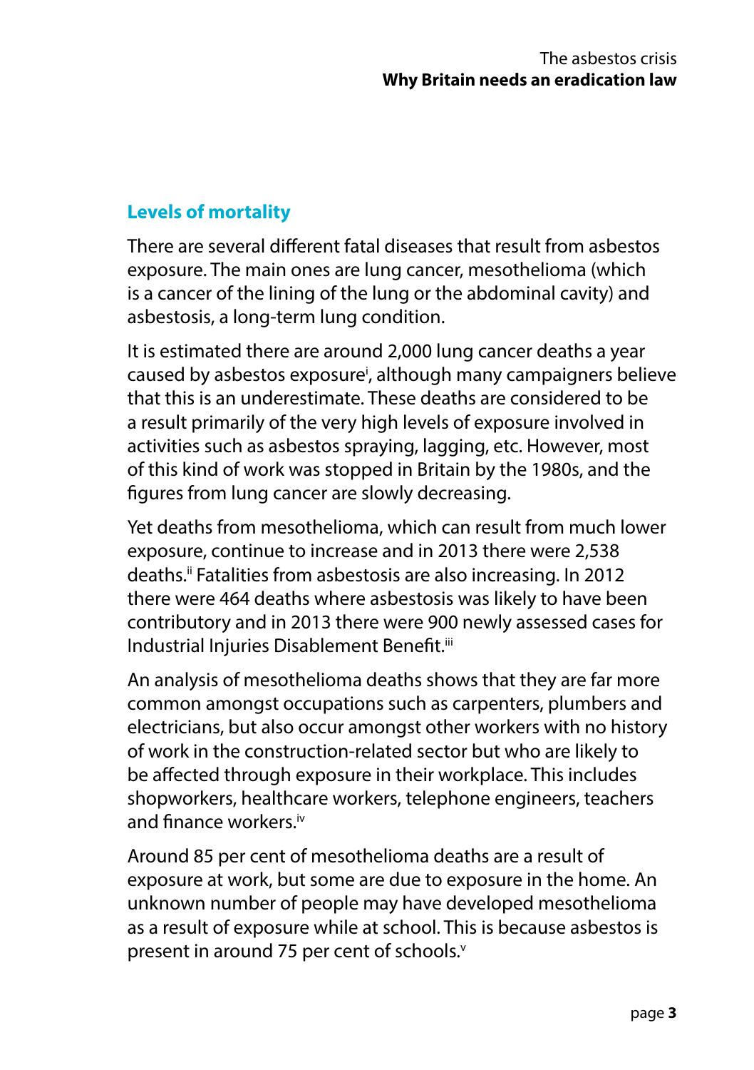## Levels of mortality

There are several different fatal diseases that result from asbestos exposure. The main ones are lung cancer, mesothelioma (which is a cancer of the lining of the lung or the abdominal cavity) and asbestosis, a long-term lung condition.

It is estimated there are around 2,000 lung cancer deaths a year caused by asbestos exposure[i], although many campaigners believe that this is an underestimate. These deaths are considered to be a result primarily of the very high levels of exposure involved in activities such as asbestos spraying, lagging, etc. However, most of this kind of work was stopped in Britain by the 1980s, and the figures from lung cancer are slowly decreasing.

Yet deaths from mesothelioma, which can result from much lower exposure, continue to increase and in 2013 there were 2,538 deaths.[ii] Fatalities from asbestosis are also increasing. In 2012 there were 464 deaths where asbestosis was likely to have been contributory and in 2013 there were 900 newly assessed cases for Industrial Injuries Disablement Benefit.[iii]

An analysis of mesothelioma deaths shows that they are far more common amongst occupations such as carpenters, plumbers and electricians, but also occur amongst other workers with no history of work in the construction-related sector but who are likely to be affected through exposure in their workplace. This includes shopworkers, healthcare workers, telephone engineers, teachers and finance workers.[iv]

Around 85 per cent of mesothelioma deaths are a result of exposure at work, but some are due to exposure in the home. An unknown number of people may have developed mesothelioma as a result of exposure while at school. This is because asbestos is present in around 75 per cent of schools.[v]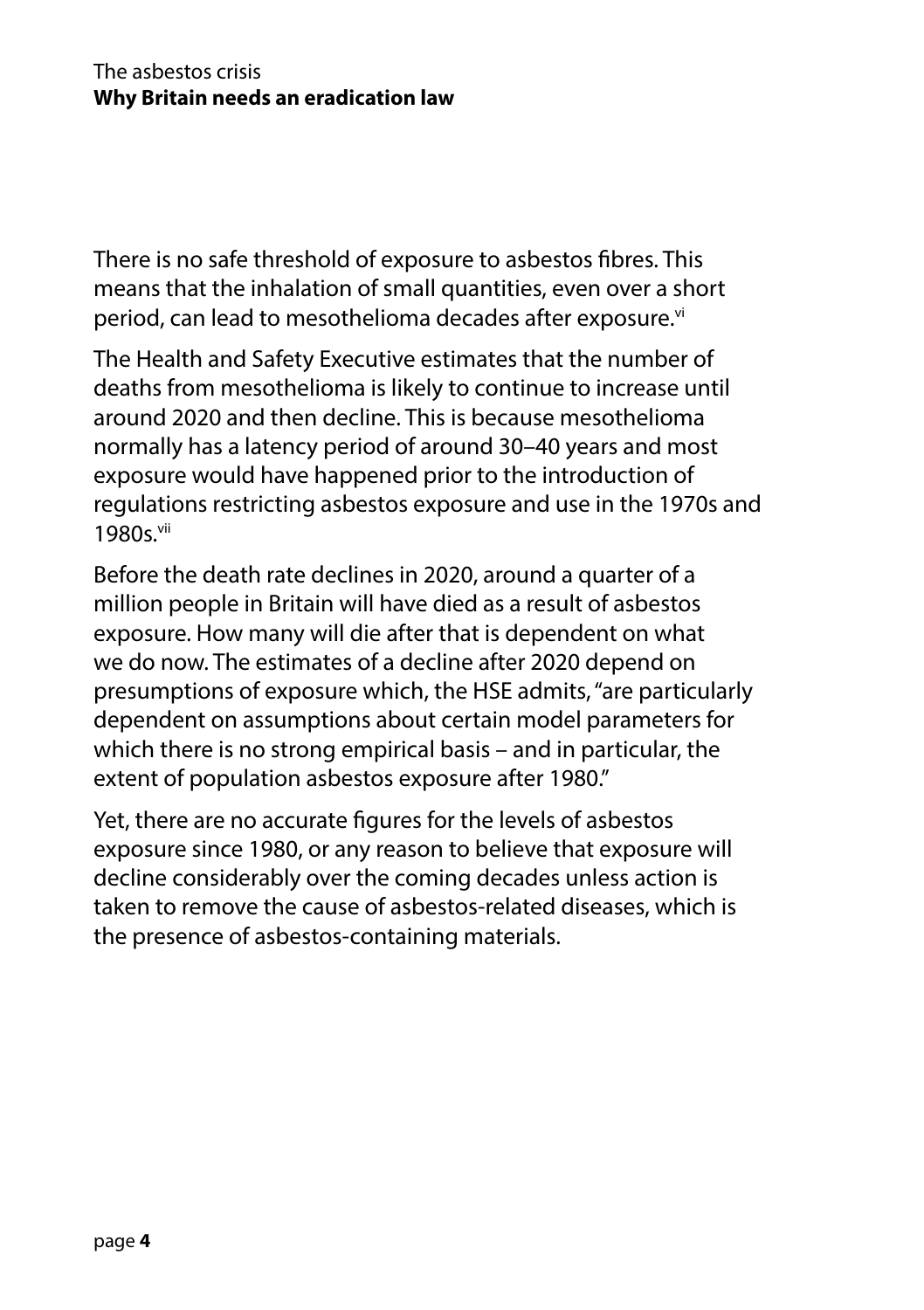There is no safe threshold of exposure to asbestos fibres. This means that the inhalation of small quantities, even over a short period, can lead to mesothelioma decades after exposure.[vi]

The Health and Safety Executive estimates that the number of deaths from mesothelioma is likely to continue to increase until around 2020 and then decline. This is because mesothelioma normally has a latency period of around 30–40 years and most exposure would have happened prior to the introduction of regulations restricting asbestos exposure and use in the 1970s and 1980s.[vii]

Before the death rate declines in 2020, around a quarter of a million people in Britain will have died as a result of asbestos exposure. How many will die after that is dependent on what we do now. The estimates of a decline after 2020 depend on presumptions of exposure which, the HSE admits, "are particularly dependent on assumptions about certain model parameters for which there is no strong empirical basis – and in particular, the extent of population asbestos exposure after 1980."

Yet, there are no accurate figures for the levels of asbestos exposure since 1980, or any reason to believe that exposure will decline considerably over the coming decades unless action is taken to remove the cause of asbestos-related diseases, which is the presence of asbestos-containing materials.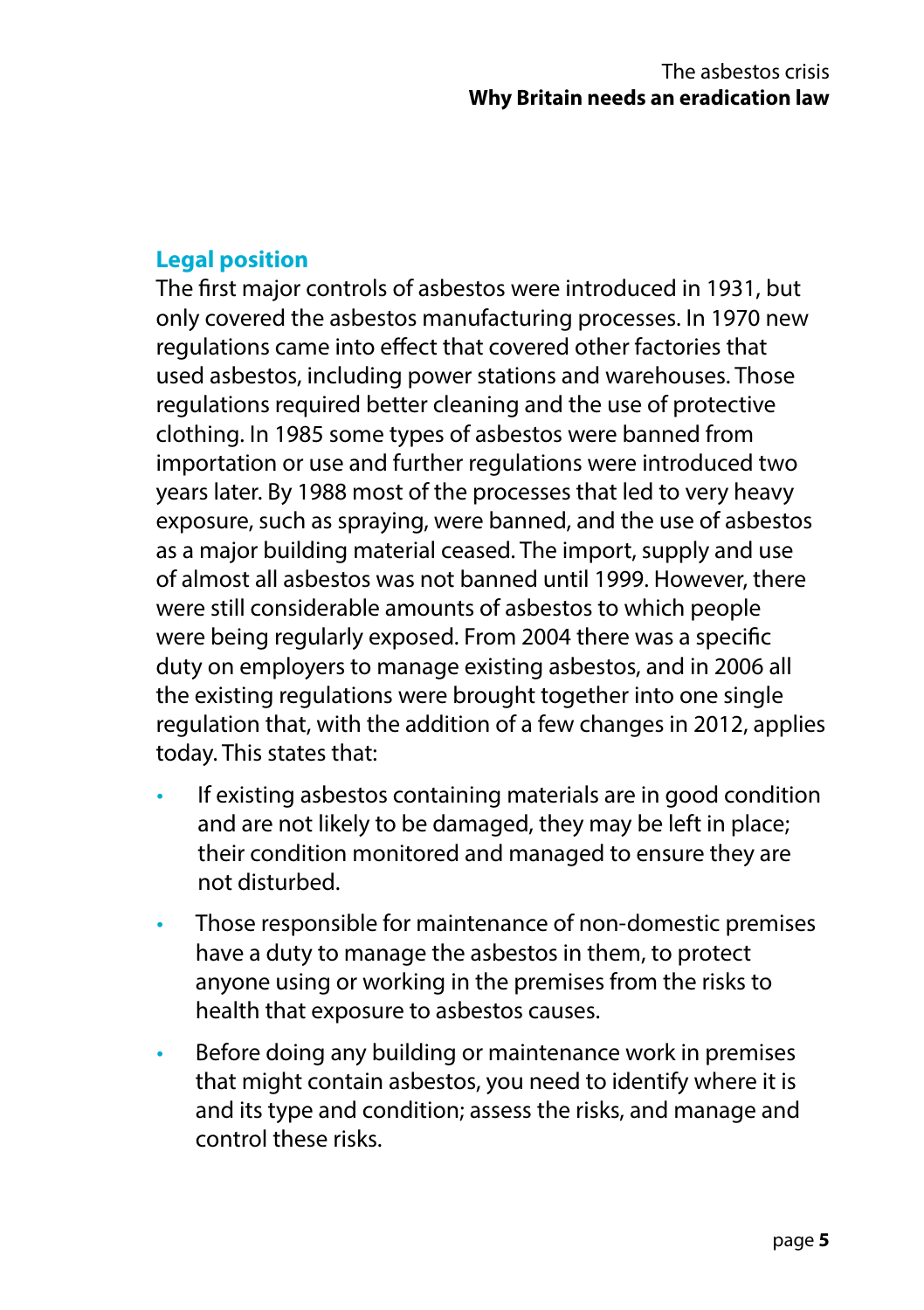## Legal position

The first major controls of asbestos were introduced in 1931, but only covered the asbestos manufacturing processes. In 1970 new regulations came into effect that covered other factories that used asbestos, including power stations and warehouses. Those regulations required better cleaning and the use of protective clothing. In 1985 some types of asbestos were banned from importation or use and further regulations were introduced two years later. By 1988 most of the processes that led to very heavy exposure, such as spraying, were banned, and the use of asbestos as a major building material ceased. The import, supply and use of almost all asbestos was not banned until 1999. However, there were still considerable amounts of asbestos to which people were being regularly exposed. From 2004 there was a specific duty on employers to manage existing asbestos, and in 2006 all the existing regulations were brought together into one single regulation that, with the addition of a few changes in 2012, applies today. This states that:

- If existing asbestos containing materials are in good condition and are not likely to be damaged, they may be left in place; their condition monitored and managed to ensure they are not disturbed.
- Those responsible for maintenance of non-domestic premises have a duty to manage the asbestos in them, to protect anyone using or working in the premises from the risks to health that exposure to asbestos causes.
- Before doing any building or maintenance work in premises that might contain asbestos, you need to identify where it is and its type and condition; assess the risks, and manage and control these risks.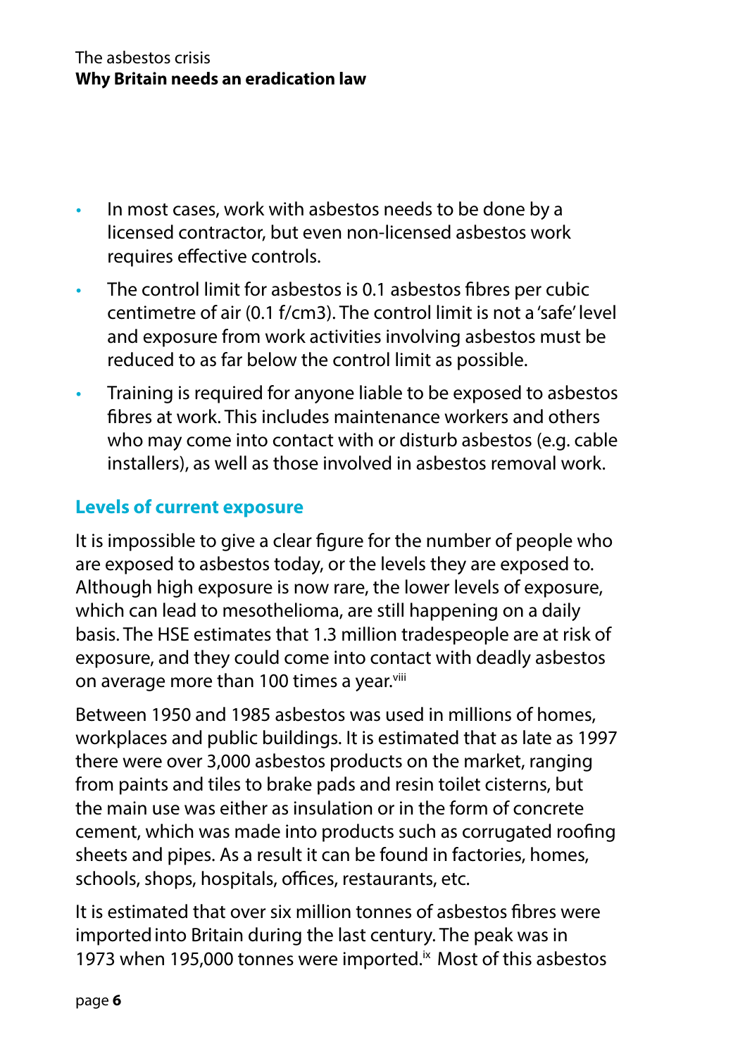- In most cases, work with asbestos needs to be done by a licensed contractor, but even non-licensed asbestos work requires effective controls.
- The control limit for asbestos is 0.1 asbestos fibres per cubic centimetre of air (0.1 f/cm3). The control limit is not a 'safe' level and exposure from work activities involving asbestos must be reduced to as far below the control limit as possible.
- Training is required for anyone liable to be exposed to asbestos fibres at work. This includes maintenance workers and others who may come into contact with or disturb asbestos (e.g. cable installers), as well as those involved in asbestos removal work.

## Levels of current exposure

It is impossible to give a clear figure for the number of people who are exposed to asbestos today, or the levels they are exposed to. Although high exposure is now rare, the lower levels of exposure, which can lead to mesothelioma, are still happening on a daily basis. The HSE estimates that 1.3 million tradespeople are at risk of exposure, and they could come into contact with deadly asbestos on average more than 100 times a year.[viii]

Between 1950 and 1985 asbestos was used in millions of homes, workplaces and public buildings. It is estimated that as late as 1997 there were over 3,000 asbestos products on the market, ranging from paints and tiles to brake pads and resin toilet cisterns, but the main use was either as insulation or in the form of concrete cement, which was made into products such as corrugated roofing sheets and pipes. As a result it can be found in factories, homes, schools, shops, hospitals, offices, restaurants, etc.

It is estimated that over six million tonnes of asbestos fibres were imported into Britain during the last century. The peak was in 1973 when 195,000 tonnes were imported.[ix] Most of this asbestos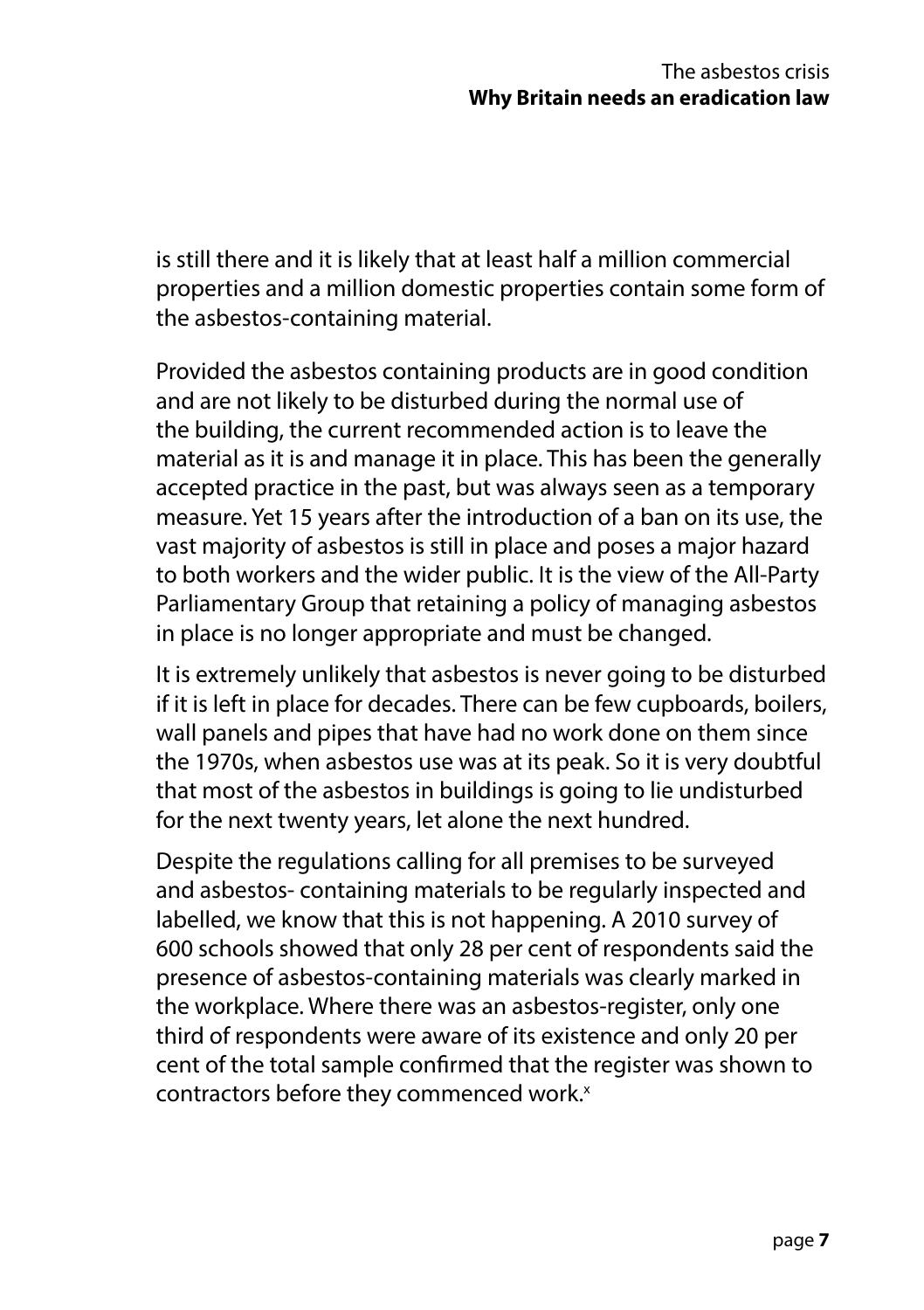is still there and it is likely that at least half a million commercial properties and a million domestic properties contain some form of the asbestos-containing material.

Provided the asbestos containing products are in good condition and are not likely to be disturbed during the normal use of the building, the current recommended action is to leave the material as it is and manage it in place. This has been the generally accepted practice in the past, but was always seen as a temporary measure. Yet 15 years after the introduction of a ban on its use, the vast majority of asbestos is still in place and poses a major hazard to both workers and the wider public. It is the view of the All-Party Parliamentary Group that retaining a policy of managing asbestos in place is no longer appropriate and must be changed.

It is extremely unlikely that asbestos is never going to be disturbed if it is left in place for decades. There can be few cupboards, boilers, wall panels and pipes that have had no work done on them since the 1970s, when asbestos use was at its peak. So it is very doubtful that most of the asbestos in buildings is going to lie undisturbed for the next twenty years, let alone the next hundred.

Despite the regulations calling for all premises to be surveyed and asbestos- containing materials to be regularly inspected and labelled, we know that this is not happening. A 2010 survey of 600 schools showed that only 28 per cent of respondents said the presence of asbestos-containing materials was clearly marked in the workplace. Where there was an asbestos-register, only one third of respondents were aware of its existence and only 20 per cent of the total sample confirmed that the register was shown to contractors before they commenced work.[x]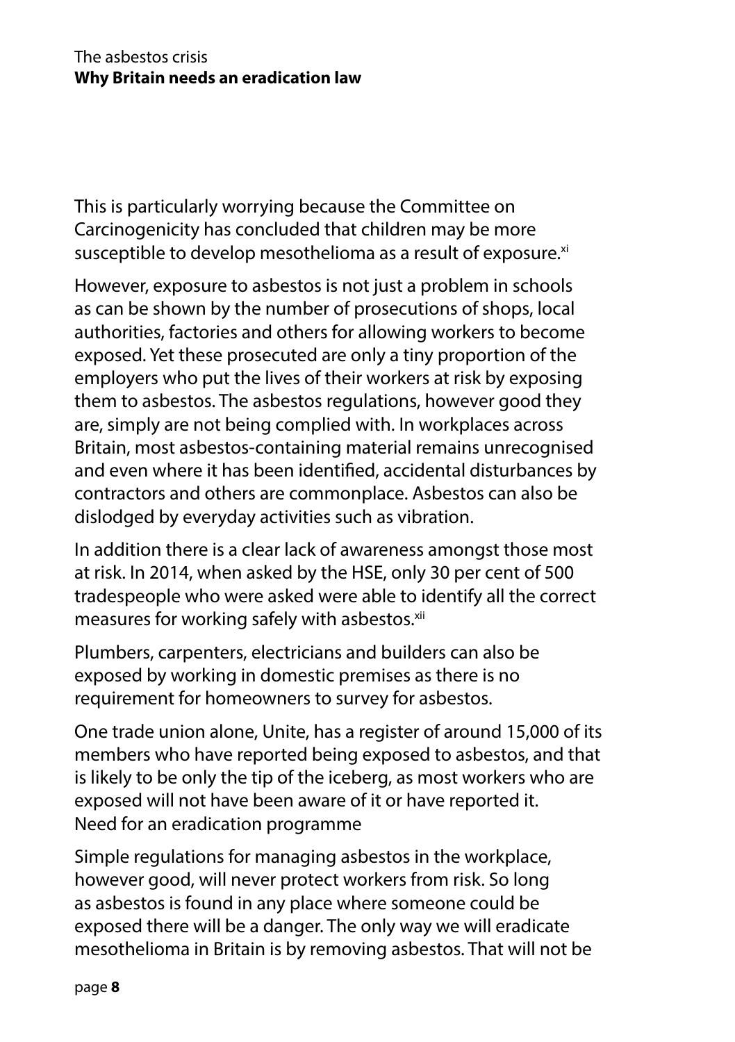This is particularly worrying because the Committee on Carcinogenicity has concluded that children may be more susceptible to develop mesothelioma as a result of exposure.[xi]

However, exposure to asbestos is not just a problem in schools as can be shown by the number of prosecutions of shops, local authorities, factories and others for allowing workers to become exposed. Yet these prosecuted are only a tiny proportion of the employers who put the lives of their workers at risk by exposing them to asbestos. The asbestos regulations, however good they are, simply are not being complied with. In workplaces across Britain, most asbestos-containing material remains unrecognised and even where it has been identified, accidental disturbances by contractors and others are commonplace. Asbestos can also be dislodged by everyday activities such as vibration.

In addition there is a clear lack of awareness amongst those most at risk. In 2014, when asked by the HSE, only 30 per cent of 500 tradespeople who were asked were able to identify all the correct measures for working safely with asbestos.[xii]

Plumbers, carpenters, electricians and builders can also be exposed by working in domestic premises as there is no requirement for homeowners to survey for asbestos.

One trade union alone, Unite, has a register of around 15,000 of its members who have reported being exposed to asbestos, and that is likely to be only the tip of the iceberg, as most workers who are exposed will not have been aware of it or have reported it.

## Need for an eradication programme

Simple regulations for managing asbestos in the workplace, however good, will never protect workers from risk. So long as asbestos is found in any place where someone could be exposed there will be a danger. The only way we will eradicate mesothelioma in Britain is by removing asbestos. That will not be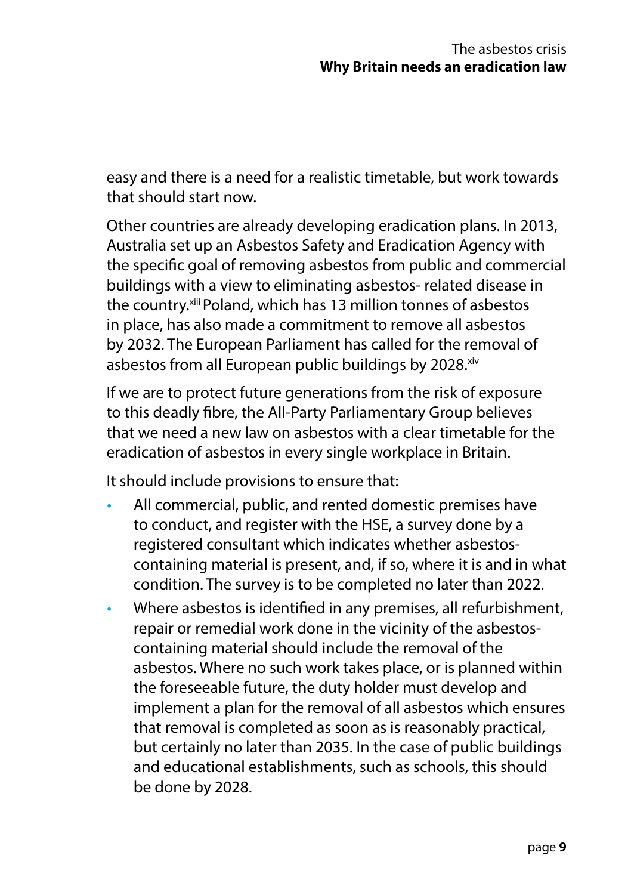easy and there is a need for a realistic timetable, but work towards that should start now.

Other countries are already developing eradication plans. In 2013, Australia set up an Asbestos Safety and Eradication Agency with the specific goal of removing asbestos from public and commercial buildings with a view to eliminating asbestos- related disease in the country.[xiii] Poland, which has 13 million tonnes of asbestos in place, has also made a commitment to remove all asbestos by 2032. The European Parliament has called for the removal of asbestos from all European public buildings by 2028.[xiv]

If we are to protect future generations from the risk of exposure to this deadly fibre, the All-Party Parliamentary Group believes that we need a new law on asbestos with a clear timetable for the eradication of asbestos in every single workplace in Britain.

It should include provisions to ensure that:

- All commercial, public, and rented domestic premises have to conduct, and register with the HSE, a survey done by a registered consultant which indicates whether asbestos-containing material is present, and, if so, where it is and in what condition. The survey is to be completed no later than 2022.
- Where asbestos is identified in any premises, all refurbishment, repair or remedial work done in the vicinity of the asbestos-containing material should include the removal of the asbestos. Where no such work takes place, or is planned within the foreseeable future, the duty holder must develop and implement a plan for the removal of all asbestos which ensures that removal is completed as soon as is reasonably practical, but certainly no later than 2035. In the case of public buildings and educational establishments, such as schools, this should be done by 2028.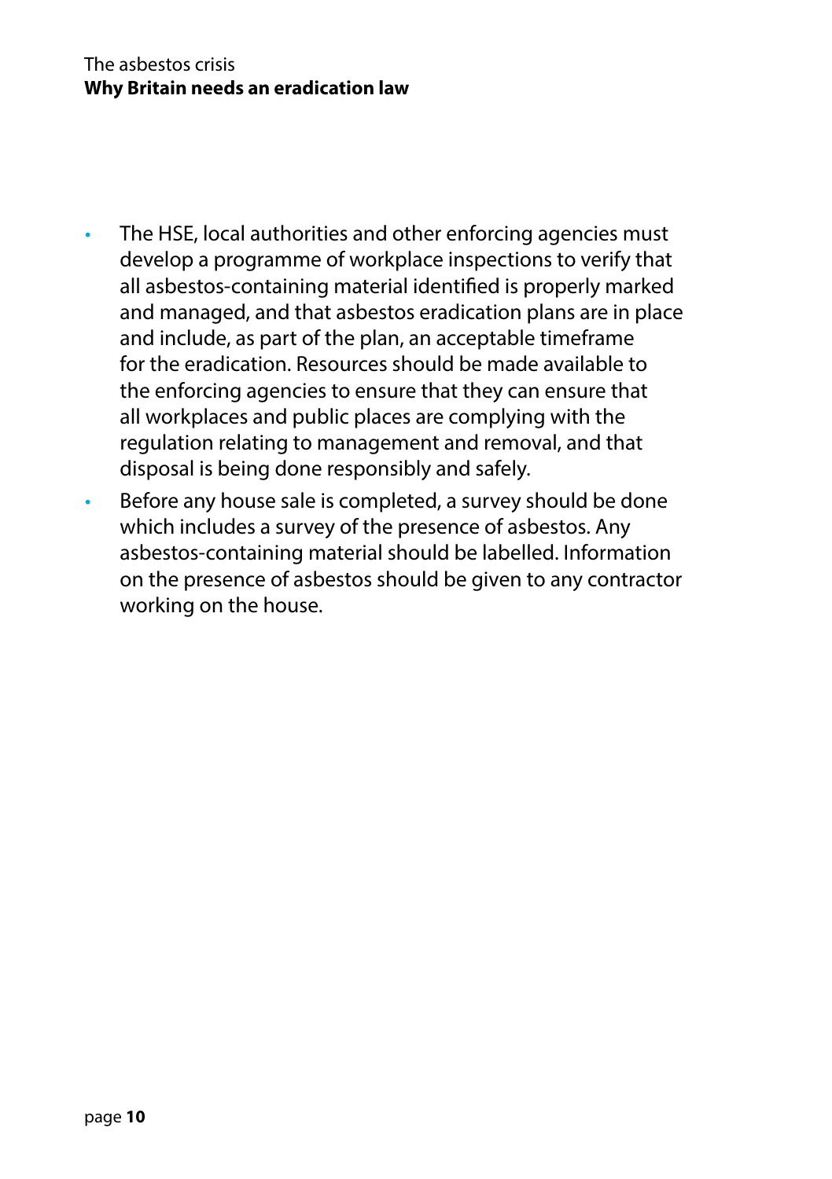- The HSE, local authorities and other enforcing agencies must develop a programme of workplace inspections to verify that all asbestos-containing material identified is properly marked and managed, and that asbestos eradication plans are in place and include, as part of the plan, an acceptable timeframe for the eradication. Resources should be made available to the enforcing agencies to ensure that they can ensure that all workplaces and public places are complying with the regulation relating to management and removal, and that disposal is being done responsibly and safely.
- Before any house sale is completed, a survey should be done which includes a survey of the presence of asbestos. Any asbestos-containing material should be labelled. Information on the presence of asbestos should be given to any contractor working on the house.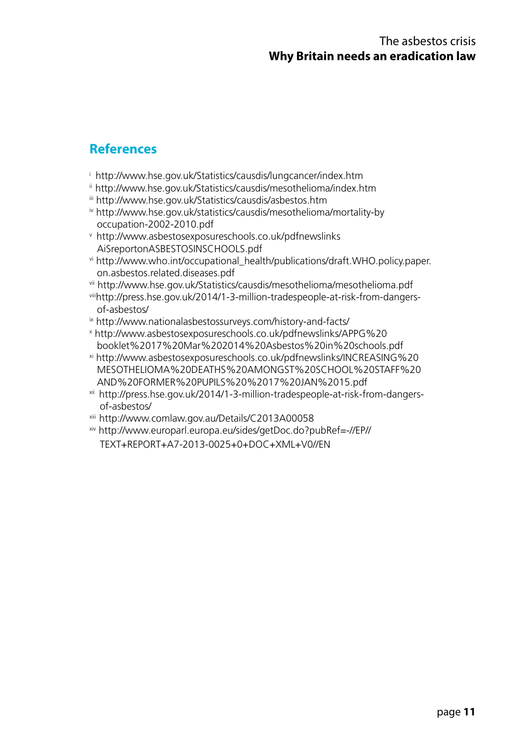## References

[i] http://www.hse.gov.uk/Statistics/causdis/lungcancer/index.htm

[ii] http://www.hse.gov.uk/Statistics/causdis/mesothelioma/index.htm

[iii] http://www.hse.gov.uk/Statistics/causdis/asbestos.htm

[iv] http://www.hse.gov.uk/statistics/causdis/mesothelioma/mortality-by occupation-2002-2010.pdf

[v] http://www.asbestosexposureschools.co.uk/pdfnewslinks AiSreportonASBESTOSINSCHOOLS.pdf

[vi] http://www.who.int/occupational_health/publications/draft.WHO.policy.paper. on.asbestos.related.diseases.pdf

[vii] http://www.hse.gov.uk/Statistics/causdis/mesothelioma/mesothelioma.pdf

[viii] http://press.hse.gov.uk/2014/1-3-million-tradespeople-at-risk-from-dangers-of-asbestos/

[ix] http://www.nationalasbestossurveys.com/history-and-facts/

[x] http://www.asbestosexposureschools.co.uk/pdfnewslinks/APPG%20 booklet%2017%20Mar%202014%20Asbestos%20in%20schools.pdf

[xi] http://www.asbestosexposureschools.co.uk/pdfnewslinks/INCREASING%20 MESOTHELIOMA%20DEATHS%20AMONGST%20SCHOOL%20STAFF%20 AND%20FORMER%20PUPILS%20%2017%20JAN%2015.pdf

[xii] http://press.hse.gov.uk/2014/1-3-million-tradespeople-at-risk-from-dangers-of-asbestos/

[xiii] http://www.comlaw.gov.au/Details/C2013A00058

[xiv] http://www.europarl.europa.eu/sides/getDoc.do?pubRef=-//EP// TEXT+REPORT+A7-2013-0025+0+DOC+XML+V0//EN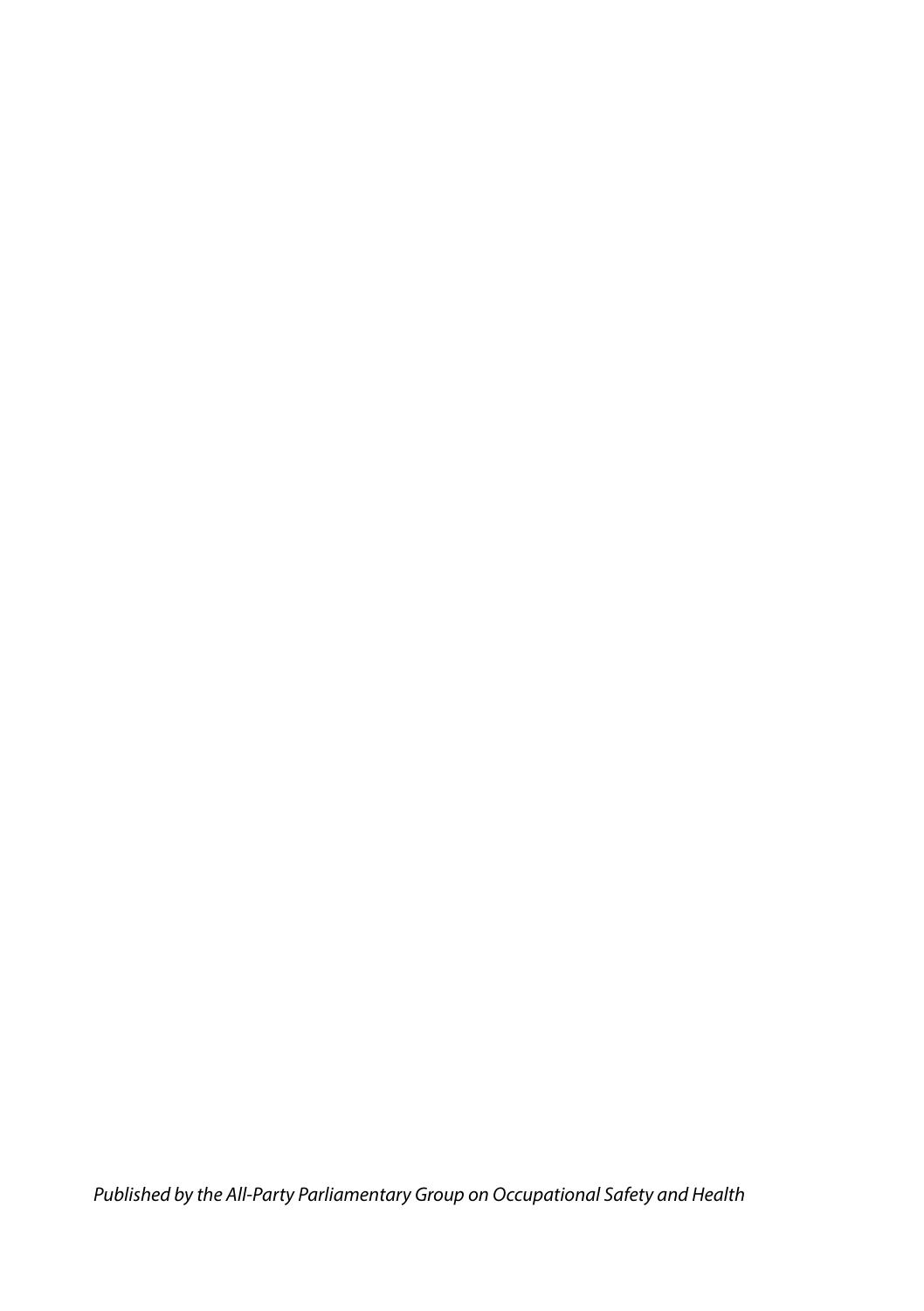*Published by the All-Party Parliamentary Group on Occupational Safety and Health*